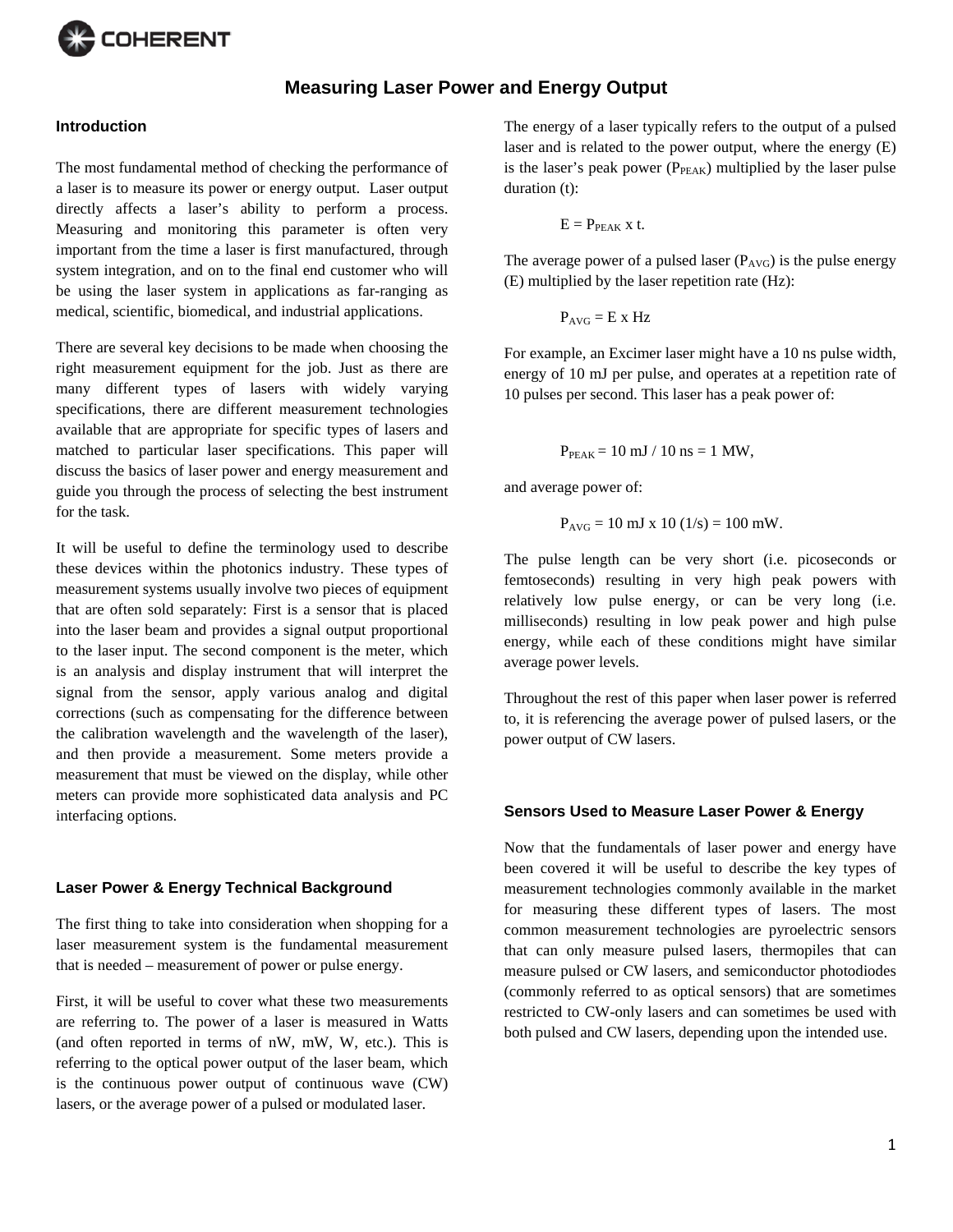# Measuring Laser Power and Energy Output

## Introduction

The most fundamental method of checking the performance of a laser is to measure its power or energy output. Laser output directly affects a laser's ability to perform a process. Measuring and monitoring this parameter is often very important from the time a laser is first manufactured, through system integration, and on to the final end customer who will be using the laser system in applications as far-ranging as medical, scientific, biomedical, and industrial applications.

There are several key decisions to be made when choosing the right measurement equipment for the job. Just as there are many different types of lasers with widely varying specifications, there are different measurement technologies available that are appropriate for specific types of lasers and matched to particular laser specifications. This paper will discuss the basics of laser power and energy measurement and guide you through the process of selecting the best instrument for the task.

It will be useful to define the terminology used to describe these devices within the photonics industry. These types of measurement systems usually involve two pieces of equipment that are often sold separately: First is a sensor that is placed into the laser beam and provides a signal output proportional to the laser input. The second component is the meter, which is an analysis and display instrument that will interpret the signal from the sensor, apply various analog and digital corrections (such as compensating for the difference between the calibration wavelength and the wavelength of the laser), and then provide a measurement. Some meters provide a measurement that must be viewed on the display, while other meters can provide more sophisticated data analysis and PC interfacing options.

## Laser Power & Energy Technical Background

The first thing to take into consideration when shopping for a laser measurement system is the fundamental measurement that is needed – measurement of power or pulse energy.

First, it will be useful to cover what these two measurements are referring to. The power of a laser is measured in Watts (and often reported in terms of nW, mW, W, etc.). This is referring to the optical power output of the laser beam, which is the continuous power output of continuous wave (CW) lasers, or the average power of a pulsed or modulated laser.

The energy of a laser typically refers to the output of a pulsed laser and is related to the power output, where the energy (E) is the laser's peak power ($P_{PEAK}$) multiplied by the laser pulse duration (t):

$$E = P_{PEAK} \times t.$$

The average power of a pulsed laser ($P_{AVG}$) is the pulse energy (E) multiplied by the laser repetition rate (Hz):

$$P_{AVG} = E \times Hz$$

For example, an Excimer laser might have a 10 ns pulse width, energy of 10 mJ per pulse, and operates at a repetition rate of 10 pulses per second. This laser has a peak power of:

$$P_{PEAK} = 10 \text{ mJ} / 10 \text{ ns} = 1 \text{ MW},$$

and average power of:

$$P_{AVG} = 10 \text{ mJ} \times 10 \text{ (1/s)} = 100 \text{ mW}.$$

The pulse length can be very short (i.e. picoseconds or femtoseconds) resulting in very high peak powers with relatively low pulse energy, or can be very long (i.e. milliseconds) resulting in low peak power and high pulse energy, while each of these conditions might have similar average power levels.

Throughout the rest of this paper when laser power is referred to, it is referencing the average power of pulsed lasers, or the power output of CW lasers.

## Sensors Used to Measure Laser Power & Energy

Now that the fundamentals of laser power and energy have been covered it will be useful to describe the key types of measurement technologies commonly available in the market for measuring these different types of lasers. The most common measurement technologies are pyroelectric sensors that can only measure pulsed lasers, thermopiles that can measure pulsed or CW lasers, and semiconductor photodiodes (commonly referred to as optical sensors) that are sometimes restricted to CW-only lasers and can sometimes be used with both pulsed and CW lasers, depending upon the intended use.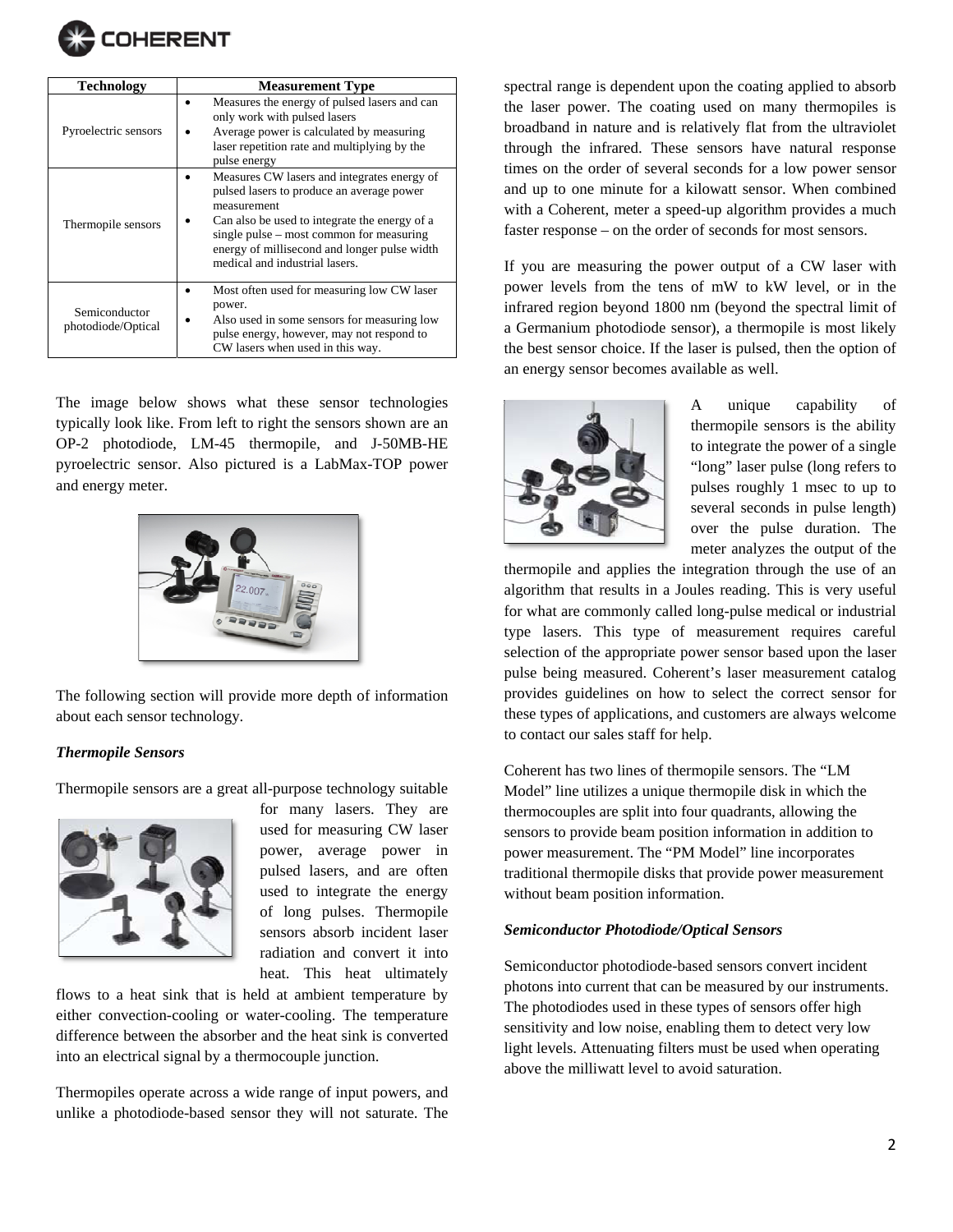| Technology | Measurement Type |
|---|---|
| Pyroelectric sensors | • Measures the energy of pulsed lasers and can only work with pulsed lasers<br>• Average power is calculated by measuring laser repetition rate and multiplying by the pulse energy |
| Thermopile sensors | • Measures CW lasers and integrates energy of pulsed lasers to produce an average power measurement<br>• Can also be used to integrate the energy of a single pulse – most common for measuring energy of millisecond and longer pulse width medical and industrial lasers. |
| Semiconductor photodiode/Optical | • Most often used for measuring low CW laser power.<br>• Also used in some sensors for measuring low pulse energy, however, may not respond to CW lasers when used in this way. |

The image below shows what these sensor technologies typically look like. From left to right the sensors shown are an OP-2 photodiode, LM-45 thermopile, and J-50MB-HE pyroelectric sensor. Also pictured is a LabMax-TOP power and energy meter.

The following section will provide more depth of information about each sensor technology.

***Thermopile Sensors***

Thermopile sensors are a great all-purpose technology suitable for many lasers. They are used for measuring CW laser power, average power in pulsed lasers, and are often used to integrate the energy of long pulses. Thermopile sensors absorb incident laser radiation and convert it into heat. This heat ultimately flows to a heat sink that is held at ambient temperature by either convection-cooling or water-cooling. The temperature difference between the absorber and the heat sink is converted into an electrical signal by a thermocouple junction.

Thermopiles operate across a wide range of input powers, and unlike a photodiode-based sensor they will not saturate. The spectral range is dependent upon the coating applied to absorb the laser power. The coating used on many thermopiles is broadband in nature and is relatively flat from the ultraviolet through the infrared. These sensors have natural response times on the order of several seconds for a low power sensor and up to one minute for a kilowatt sensor. When combined with a Coherent, meter a speed-up algorithm provides a much faster response – on the order of seconds for most sensors.

If you are measuring the power output of a CW laser with power levels from the tens of mW to kW level, or in the infrared region beyond 1800 nm (beyond the spectral limit of a Germanium photodiode sensor), a thermopile is most likely the best sensor choice. If the laser is pulsed, then the option of an energy sensor becomes available as well.

A unique capability of thermopile sensors is the ability to integrate the power of a single "long" laser pulse (long refers to pulses roughly 1 msec to up to several seconds in pulse length) over the pulse duration. The meter analyzes the output of the thermopile and applies the integration through the use of an algorithm that results in a Joules reading. This is very useful for what are commonly called long-pulse medical or industrial type lasers. This type of measurement requires careful selection of the appropriate power sensor based upon the laser pulse being measured. Coherent's laser measurement catalog provides guidelines on how to select the correct sensor for these types of applications, and customers are always welcome to contact our sales staff for help.

Coherent has two lines of thermopile sensors. The "LM Model" line utilizes a unique thermopile disk in which the thermocouples are split into four quadrants, allowing the sensors to provide beam position information in addition to power measurement. The "PM Model" line incorporates traditional thermopile disks that provide power measurement without beam position information.

***Semiconductor Photodiode/Optical Sensors***

Semiconductor photodiode-based sensors convert incident photons into current that can be measured by our instruments. The photodiodes used in these types of sensors offer high sensitivity and low noise, enabling them to detect very low light levels. Attenuating filters must be used when operating above the milliwatt level to avoid saturation.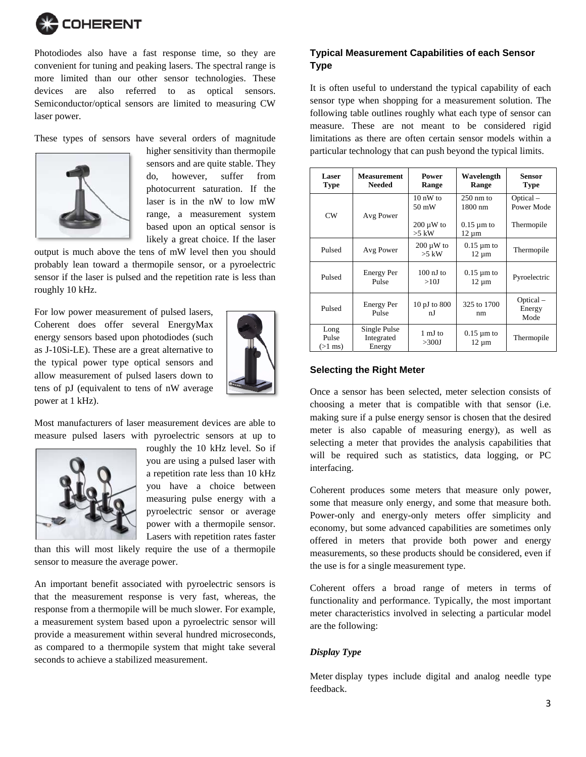Photodiodes also have a fast response time, so they are convenient for tuning and peaking lasers. The spectral range is more limited than our other sensor technologies. These devices are also referred to as optical sensors. Semiconductor/optical sensors are limited to measuring CW laser power.

These types of sensors have several orders of magnitude higher sensitivity than thermopile sensors and are quite stable. They do, however, suffer from photocurrent saturation. If the laser is in the nW to low mW range, a measurement system based upon an optical sensor is likely a great choice. If the laser output is much above the tens of mW level then you should probably lean toward a thermopile sensor, or a pyroelectric sensor if the laser is pulsed and the repetition rate is less than roughly 10 kHz.

For low power measurement of pulsed lasers, Coherent does offer several EnergyMax energy sensors based upon photodiodes (such as J-10Si-LE). These are a great alternative to the typical power type optical sensors and allow measurement of pulsed lasers down to tens of pJ (equivalent to tens of nW average power at 1 kHz).

Most manufacturers of laser measurement devices are able to measure pulsed lasers with pyroelectric sensors at up to roughly the 10 kHz level. So if you are using a pulsed laser with a repetition rate less than 10 kHz you have a choice between measuring pulse energy with a pyroelectric sensor or average power with a thermopile sensor. Lasers with repetition rates faster than this will most likely require the use of a thermopile sensor to measure the average power.

An important benefit associated with pyroelectric sensors is that the measurement response is very fast, whereas, the response from a thermopile will be much slower. For example, a measurement system based upon a pyroelectric sensor will provide a measurement within several hundred microseconds, as compared to a thermopile system that might take several seconds to achieve a stabilized measurement.

## Typical Measurement Capabilities of each Sensor Type

It is often useful to understand the typical capability of each sensor type when shopping for a measurement solution. The following table outlines roughly what each type of sensor can measure. These are not meant to be considered rigid limitations as there are often certain sensor models within a particular technology that can push beyond the typical limits.

| Laser Type | Measurement Needed | Power Range | Wavelength Range | Sensor Type |
|---|---|---|---|---|
| CW | Avg Power | 10 nW to 50 mW | 250 nm to 1800 nm | Optical – Power Mode |
| | | 200 μW to >5 kW | 0.15 μm to 12 μm | Thermopile |
| Pulsed | Avg Power | 200 μW to >5 kW | 0.15 μm to 12 μm | Thermopile |
| Pulsed | Energy Per Pulse | 100 nJ to >10J | 0.15 μm to 12 μm | Pyroelectric |
| Pulsed | Energy Per Pulse | 10 pJ to 800 nJ | 325 to 1700 nm | Optical – Energy Mode |
| Long Pulse (>1 ms) | Single Pulse Integrated Energy | 1 mJ to >300J | 0.15 μm to 12 μm | Thermopile |

## Selecting the Right Meter

Once a sensor has been selected, meter selection consists of choosing a meter that is compatible with that sensor (i.e. making sure if a pulse energy sensor is chosen that the desired meter is also capable of measuring energy), as well as selecting a meter that provides the analysis capabilities that will be required such as statistics, data logging, or PC interfacing.

Coherent produces some meters that measure only power, some that measure only energy, and some that measure both. Power-only and energy-only meters offer simplicity and economy, but some advanced capabilities are sometimes only offered in meters that provide both power and energy measurements, so these products should be considered, even if the use is for a single measurement type.

Coherent offers a broad range of meters in terms of functionality and performance. Typically, the most important meter characteristics involved in selecting a particular model are the following:

### *Display Type*

Meter display types include digital and analog needle type feedback.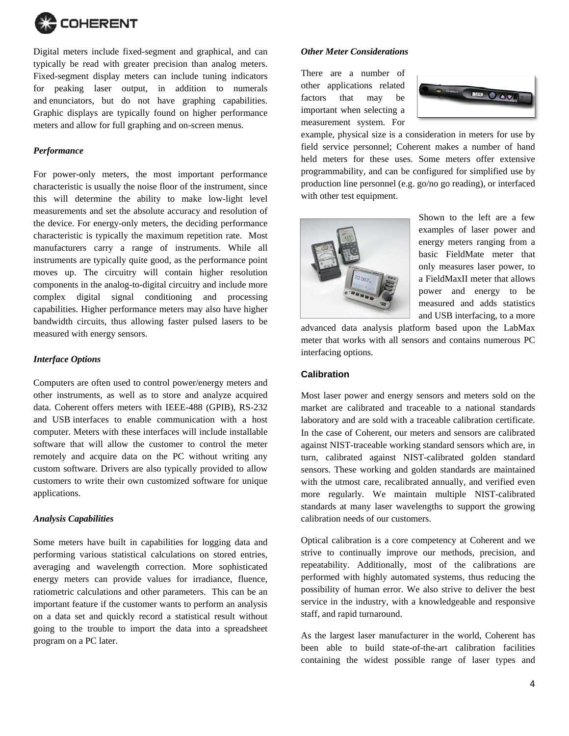Digital meters include fixed-segment and graphical, and can typically be read with greater precision than analog meters. Fixed-segment display meters can include tuning indicators for peaking laser output, in addition to numerals and enunciators, but do not have graphing capabilities. Graphic displays are typically found on higher performance meters and allow for full graphing and on-screen menus.

### *Performance*

For power-only meters, the most important performance characteristic is usually the noise floor of the instrument, since this will determine the ability to make low-light level measurements and set the absolute accuracy and resolution of the device. For energy-only meters, the deciding performance characteristic is typically the maximum repetition rate. Most manufacturers carry a range of instruments. While all instruments are typically quite good, as the performance point moves up. The circuitry will contain higher resolution components in the analog-to-digital circuitry and include more complex digital signal conditioning and processing capabilities. Higher performance meters may also have higher bandwidth circuits, thus allowing faster pulsed lasers to be measured with energy sensors.

### *Interface Options*

Computers are often used to control power/energy meters and other instruments, as well as to store and analyze acquired data. Coherent offers meters with IEEE-488 (GPIB), RS-232 and USB interfaces to enable communication with a host computer. Meters with these interfaces will include installable software that will allow the customer to control the meter remotely and acquire data on the PC without writing any custom software. Drivers are also typically provided to allow customers to write their own customized software for unique applications.

### *Analysis Capabilities*

Some meters have built in capabilities for logging data and performing various statistical calculations on stored entries, averaging and wavelength correction. More sophisticated energy meters can provide values for irradiance, fluence, ratiometric calculations and other parameters. This can be an important feature if the customer wants to perform an analysis on a data set and quickly record a statistical result without going to the trouble to import the data into a spreadsheet program on a PC later.

### *Other Meter Considerations*

There are a number of other applications related factors that may be important when selecting a measurement system. For example, physical size is a consideration in meters for use by field service personnel; Coherent makes a number of hand held meters for these uses. Some meters offer extensive programmability, and can be configured for simplified use by production line personnel (e.g. go/no go reading), or interfaced with other test equipment.

Shown to the left are a few examples of laser power and energy meters ranging from a basic FieldMate meter that only measures laser power, to a FieldMaxII meter that allows power and energy to be measured and adds statistics and USB interfacing, to a more advanced data analysis platform based upon the LabMax meter that works with all sensors and contains numerous PC interfacing options.

## Calibration

Most laser power and energy sensors and meters sold on the market are calibrated and traceable to a national standards laboratory and are sold with a traceable calibration certificate. In the case of Coherent, our meters and sensors are calibrated against NIST-traceable working standard sensors which are, in turn, calibrated against NIST-calibrated golden standard sensors. These working and golden standards are maintained with the utmost care, recalibrated annually, and verified even more regularly. We maintain multiple NIST-calibrated standards at many laser wavelengths to support the growing calibration needs of our customers.

Optical calibration is a core competency at Coherent and we strive to continually improve our methods, precision, and repeatability. Additionally, most of the calibrations are performed with highly automated systems, thus reducing the possibility of human error. We also strive to deliver the best service in the industry, with a knowledgeable and responsive staff, and rapid turnaround.

As the largest laser manufacturer in the world, Coherent has been able to build state-of-the-art calibration facilities containing the widest possible range of laser types and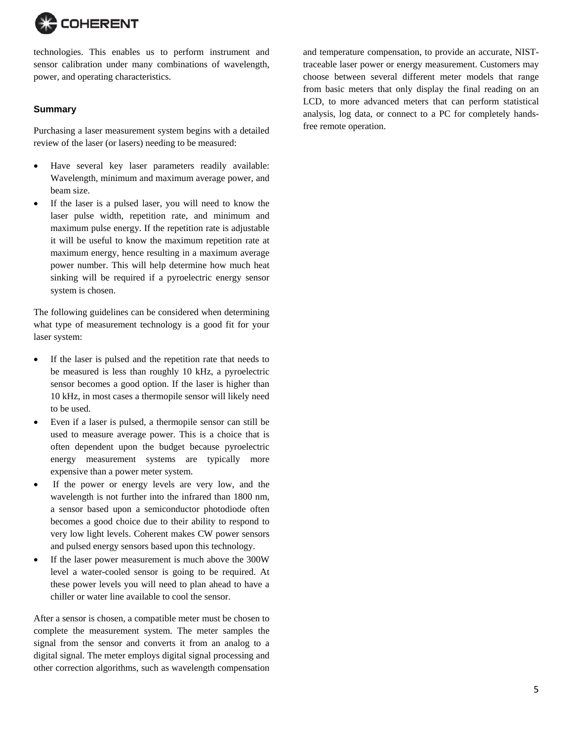technologies. This enables us to perform instrument and sensor calibration under many combinations of wavelength, power, and operating characteristics.

### Summary

Purchasing a laser measurement system begins with a detailed review of the laser (or lasers) needing to be measured:

- Have several key laser parameters readily available: Wavelength, minimum and maximum average power, and beam size.
- If the laser is a pulsed laser, you will need to know the laser pulse width, repetition rate, and minimum and maximum pulse energy. If the repetition rate is adjustable it will be useful to know the maximum repetition rate at maximum energy, hence resulting in a maximum average power number. This will help determine how much heat sinking will be required if a pyroelectric energy sensor system is chosen.

The following guidelines can be considered when determining what type of measurement technology is a good fit for your laser system:

- If the laser is pulsed and the repetition rate that needs to be measured is less than roughly 10 kHz, a pyroelectric sensor becomes a good option. If the laser is higher than 10 kHz, in most cases a thermopile sensor will likely need to be used.
- Even if a laser is pulsed, a thermopile sensor can still be used to measure average power. This is a choice that is often dependent upon the budget because pyroelectric energy measurement systems are typically more expensive than a power meter system.
- If the power or energy levels are very low, and the wavelength is not further into the infrared than 1800 nm, a sensor based upon a semiconductor photodiode often becomes a good choice due to their ability to respond to very low light levels. Coherent makes CW power sensors and pulsed energy sensors based upon this technology.
- If the laser power measurement is much above the 300W level a water-cooled sensor is going to be required. At these power levels you will need to plan ahead to have a chiller or water line available to cool the sensor.

After a sensor is chosen, a compatible meter must be chosen to complete the measurement system. The meter samples the signal from the sensor and converts it from an analog to a digital signal. The meter employs digital signal processing and other correction algorithms, such as wavelength compensation and temperature compensation, to provide an accurate, NIST-traceable laser power or energy measurement. Customers may choose between several different meter models that range from basic meters that only display the final reading on an LCD, to more advanced meters that can perform statistical analysis, log data, or connect to a PC for completely hands-free remote operation.